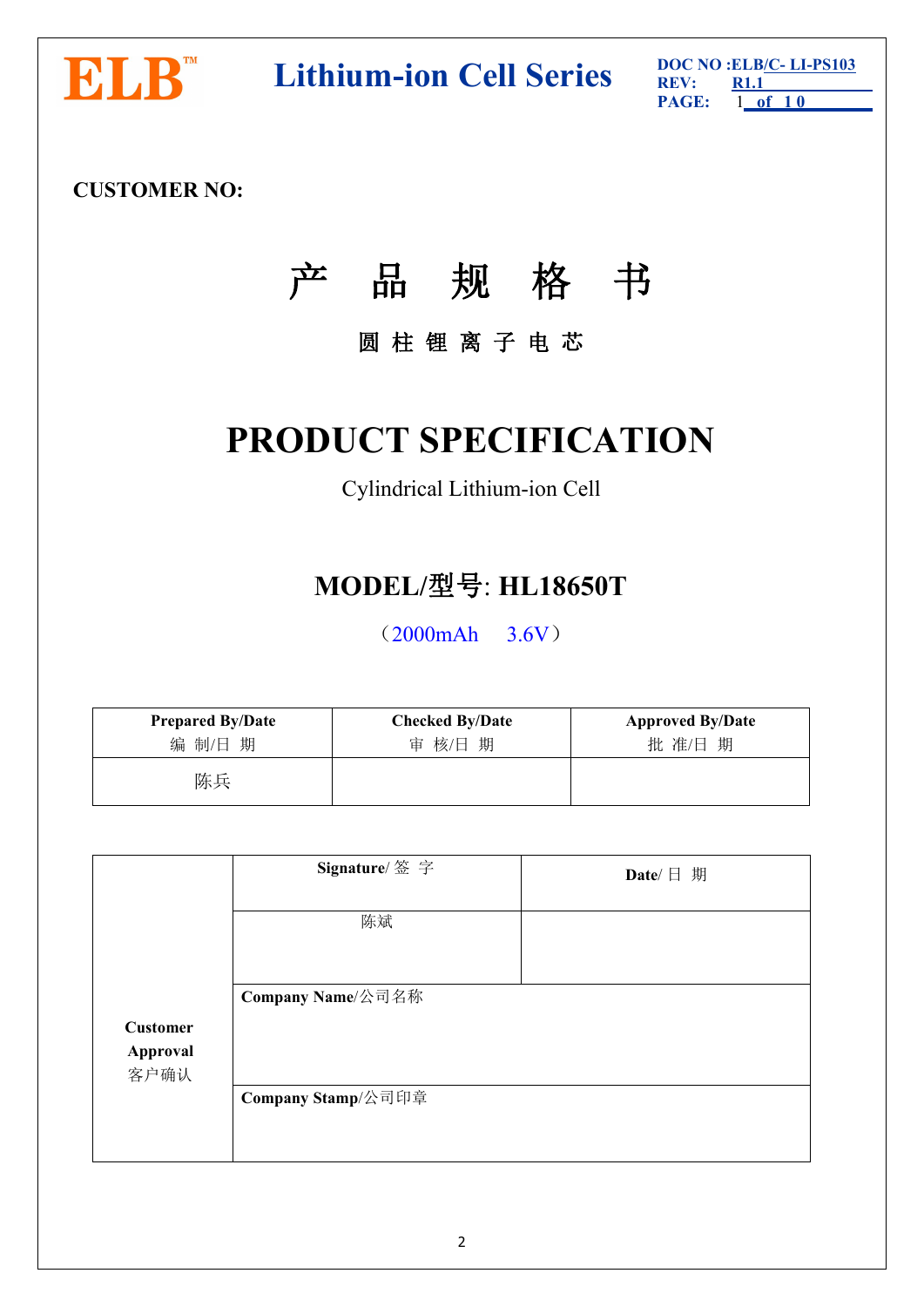**ELB™** **Lithium-ion Cell Series**

DOC NO :ELB/C- LI-PS103
REV: R1.1

**CUSTOMER NO:**

# 产　品　规　格　书

**圆 柱 锂 离 子 电 芯**

# PRODUCT SPECIFICATION

Cylindrical Lithium-ion Cell

## MODEL/型号: HL18650T

（2000mAh　3.6V）

| Prepared By/Date 编 制/日 期 | Checked By/Date 审 核/日 期 | Approved By/Date 批 准/日 期 |
|---|---|---|
| 陈兵 | | |

| Customer Approval 客户确认 | Signature/签 字 | Date/日 期 |
|---|---|---|
| | 陈斌 | |
| | Company Name/公司名称 | |
| | Company Stamp/公司印章 | |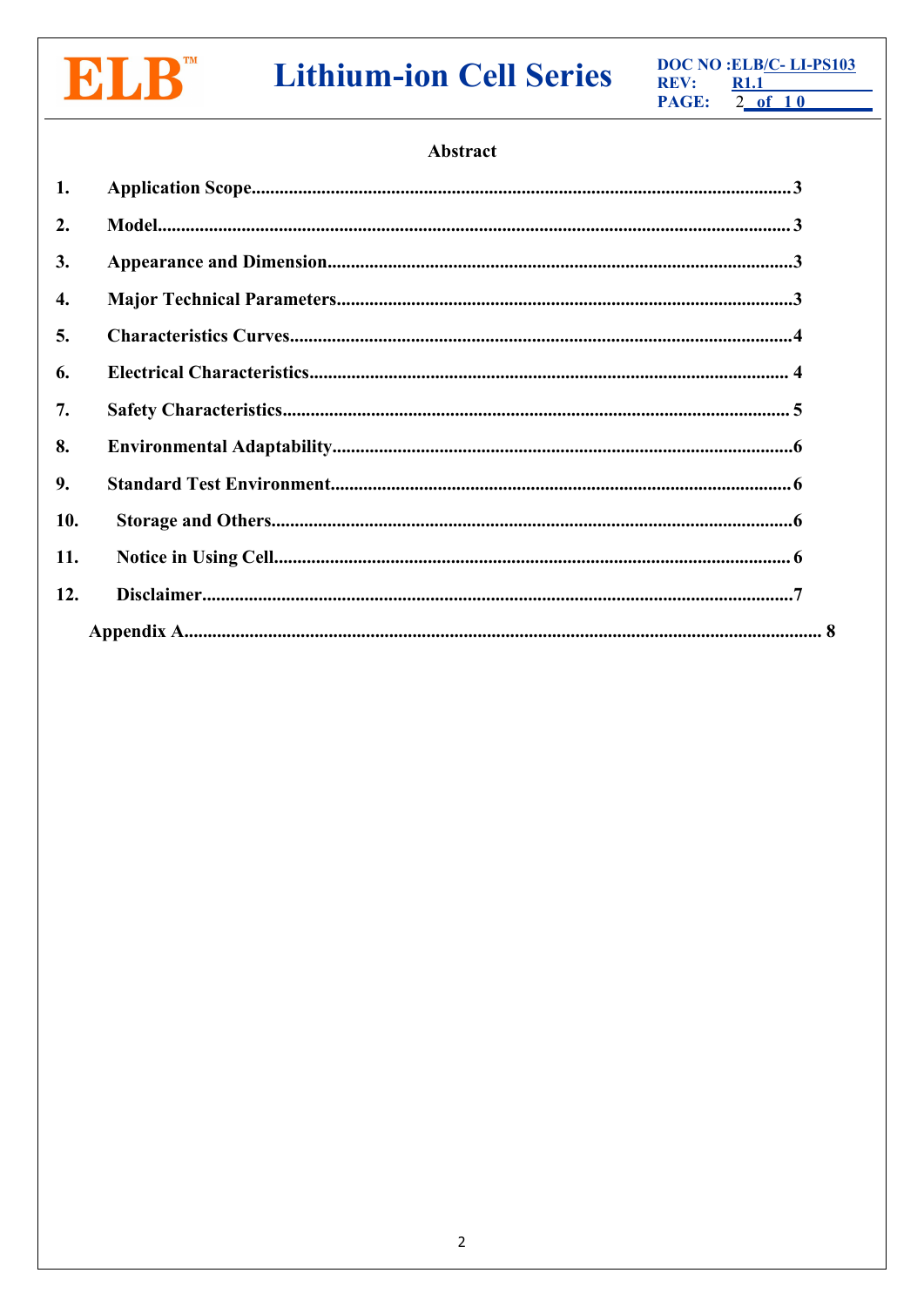## Abstract

1. **Application Scope**......................................................................................3
2. **Model**......................................................................................3
3. **Appearance and Dimension**......................................................................................3
4. **Major Technical Parameters**......................................................................................3
5. **Characteristics Curves**......................................................................................4
6. **Electrical Characteristics**......................................................................................4
7. **Safety Characteristics**......................................................................................5
8. **Environmental Adaptability**......................................................................................6
9. **Standard Test Environment**......................................................................................6
10. **Storage and Others**......................................................................................6
11. **Notice in Using Cell**......................................................................................6
12. **Disclaimer**......................................................................................7

**Appendix A**......................................................................................8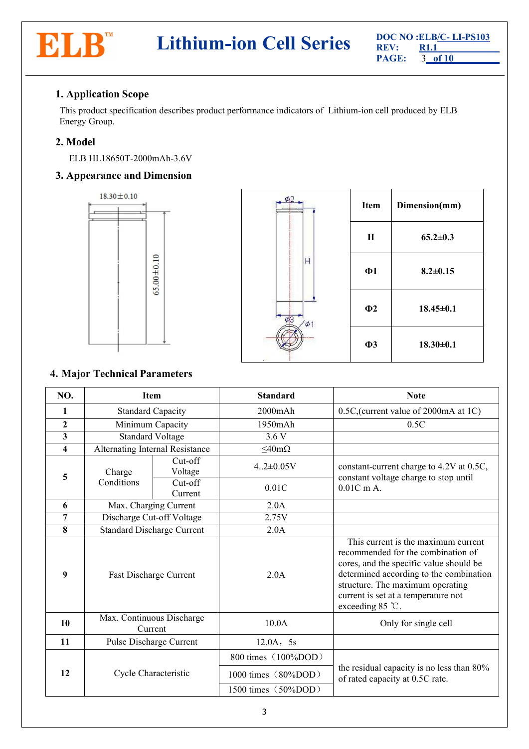## 1. Application Scope

This product specification describes product performance indicators of Lithium-ion cell produced by ELB Energy Group.

## 2. Model

ELB HL18650T-2000mAh-3.6V

## 3. Appearance and Dimension

| Item | Dimension(mm) |
|---|---|
| H | 65.2±0.3 |
| Φ1 | 8.2±0.15 |
| Φ2 | 18.45±0.1 |
| Φ3 | 18.30±0.1 |

## 4. Major Technical Parameters

| NO. | Item | | Standard | Note |
|---|---|---|---|---|
| 1 | Standard Capacity | | 2000mAh | 0.5C,(current value of 2000mA at 1C) |
| 2 | Minimum Capacity | | 1950mAh | 0.5C |
| 3 | Standard Voltage | | 3.6 V | |
| 4 | Alternating Internal Resistance | | ≤40mΩ | |
| 5 | Charge Conditions | Cut-off Voltage | 4..2±0.05V | constant-current charge to 4.2V at 0.5C, constant voltage charge to stop until 0.01C m A. |
| | | Cut-off Current | 0.01C | |
| 6 | Max. Charging Current | | 2.0A | |
| 7 | Discharge Cut-off Voltage | | 2.75V | |
| 8 | Standard Discharge Current | | 2.0A | |
| 9 | Fast Discharge Current | | 2.0A | This current is the maximum current recommended for the combination of cores, and the specific value should be determined according to the combination structure. The maximum operating current is set at a temperature not exceeding 85 ℃. |
| 10 | Max. Continuous Discharge Current | | 10.0A | Only for single cell |
| 11 | Pulse Discharge Current | | 12.0A，5s | |
| 12 | Cycle Characteristic | | 800 times（100%DOD） | the residual capacity is no less than 80% of rated capacity at 0.5C rate. |
| | | | 1000 times（80%DOD） | |
| | | | 1500 times（50%DOD） | |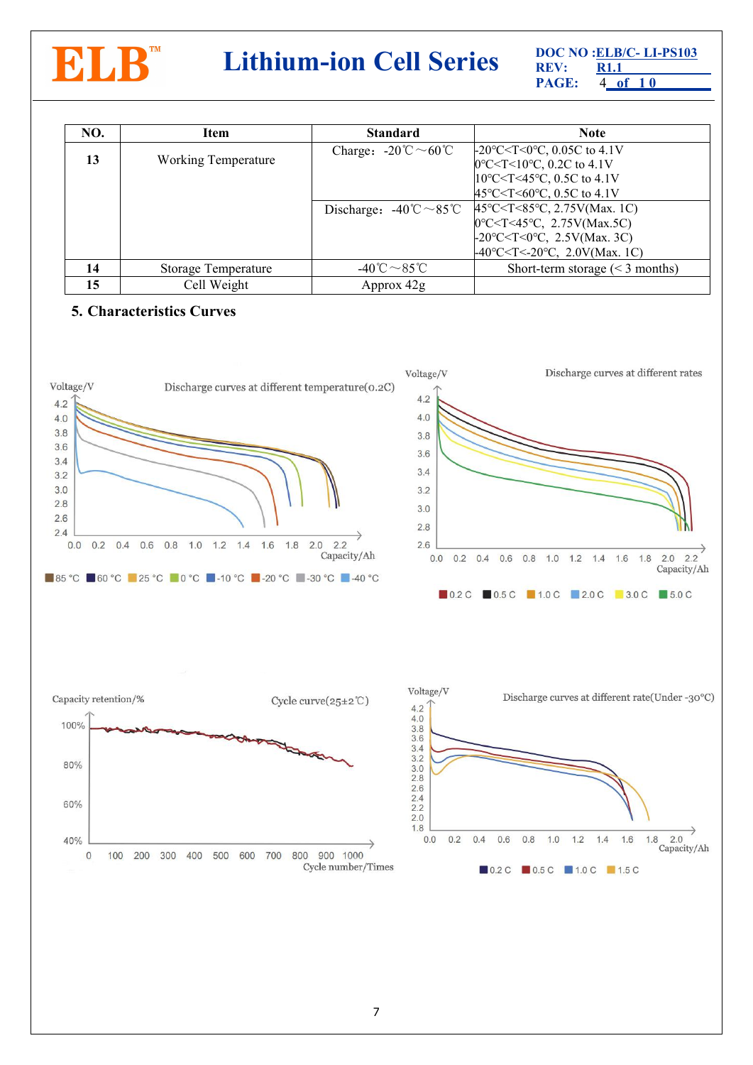| NO. | Item | Standard | Note |
|---|---|---|---|
| 13 | Working Temperature | Charge：-20℃～60℃ | -20°C<T<0°C, 0.05C to 4.1V<br>0°C<T<10°C, 0.2C to 4.1V<br>10°C<T<45°C, 0.5C to 4.1V<br>45°C<T<60°C, 0.5C to 4.1V |
| | | Discharge：-40℃～85℃ | 45°C<T<85°C, 2.75V(Max. 1C)<br>0°C<T<45°C, 2.75V(Max.5C)<br>-20°C<T<0°C, 2.5V(Max. 3C)<br>-40°C<T<-20°C, 2.0V(Max. 1C) |
| 14 | Storage Temperature | -40℃～85℃ | Short-term storage (< 3 months) |
| 15 | Cell Weight | Approx 42g | |

## 5. Characteristics Curves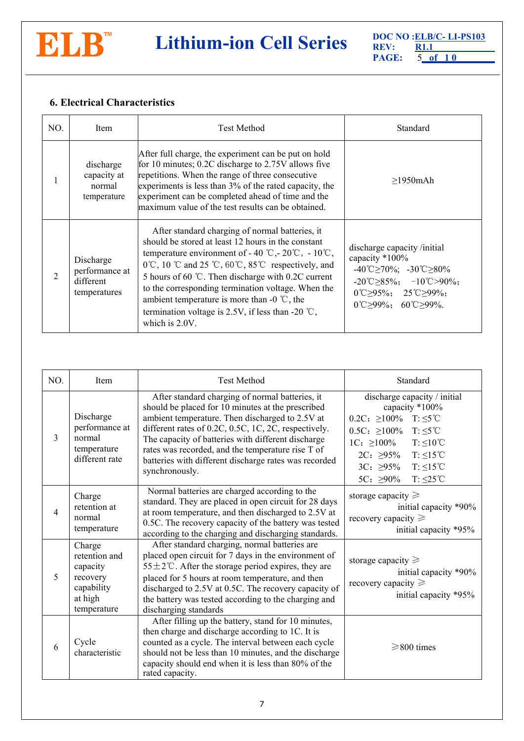### 6. Electrical Characteristics

| NO. | Item | Test Method | Standard |
|---|---|---|---|
| 1 | discharge capacity at normal temperature | After full charge, the experiment can be put on hold for 10 minutes; 0.2C discharge to 2.75V allows five repetitions. When the range of three consecutive experiments is less than 3% of the rated capacity, the experiment can be completed ahead of time and the maximum value of the test results can be obtained. | ≥1950mAh |
| 2 | Discharge performance at different temperatures | After standard charging of normal batteries, it should be stored at least 12 hours in the constant temperature environment of - 40 ℃,- 20℃, - 10℃, 0℃, 10 ℃ and 25 ℃, 60℃, 85℃ respectively, and 5 hours of 60 ℃. Then discharge with 0.2C current to the corresponding termination voltage. When the ambient temperature is more than -0 ℃, the termination voltage is 2.5V, if less than -20 ℃, which is 2.0V. | discharge capacity /initial capacity *100%<br>-40℃≥70%; -30℃≥80%<br>-20℃≥85%; −10℃>90%;<br>0℃≥95%; 25℃≥99%;<br>0℃≥99%; 60℃≥99%. |

| NO. | Item | Test Method | Standard |
|---|---|---|---|
| 3 | Discharge performance at normal temperature different rate | After standard charging of normal batteries, it should be placed for 10 minutes at the prescribed ambient temperature. Then discharged to 2.5V at different rates of 0.2C, 0.5C, 1C, 2C, respectively. The capacity of batteries with different discharge rates was recorded, and the temperature rise T of batteries with different discharge rates was recorded synchronously. | discharge capacity / initial capacity *100%<br>0.2C：≥100% T: ≤5℃<br>0.5C：≥100% T: ≤5℃<br>1C：≥100% T: ≤10℃<br>2C：≥95% T: ≤15℃<br>3C：≥95% T: ≤15℃<br>5C：≥90% T: ≤25℃ |
| 4 | Charge retention at normal temperature | Normal batteries are charged according to the standard. They are placed in open circuit for 28 days at room temperature, and then discharged to 2.5V at 0.5C. The recovery capacity of the battery was tested according to the charging and discharging standards. | storage capacity ⩾ initial capacity *90%<br>recovery capacity ⩾ initial capacity *95% |
| 5 | Charge retention and capacity recovery capability at high temperature | After standard charging, normal batteries are placed open circuit for 7 days in the environment of 55±2℃. After the storage period expires, they are placed for 5 hours at room temperature, and then discharged to 2.5V at 0.5C. The recovery capacity of the battery was tested according to the charging and discharging standards | storage capacity ⩾ initial capacity *90%<br>recovery capacity ⩾ initial capacity *95% |
| 6 | Cycle characteristic | After filling up the battery, stand for 10 minutes, then charge and discharge according to 1C. It is counted as a cycle. The interval between each cycle should not be less than 10 minutes, and the discharge capacity should end when it is less than 80% of the rated capacity. | ⩾800 times |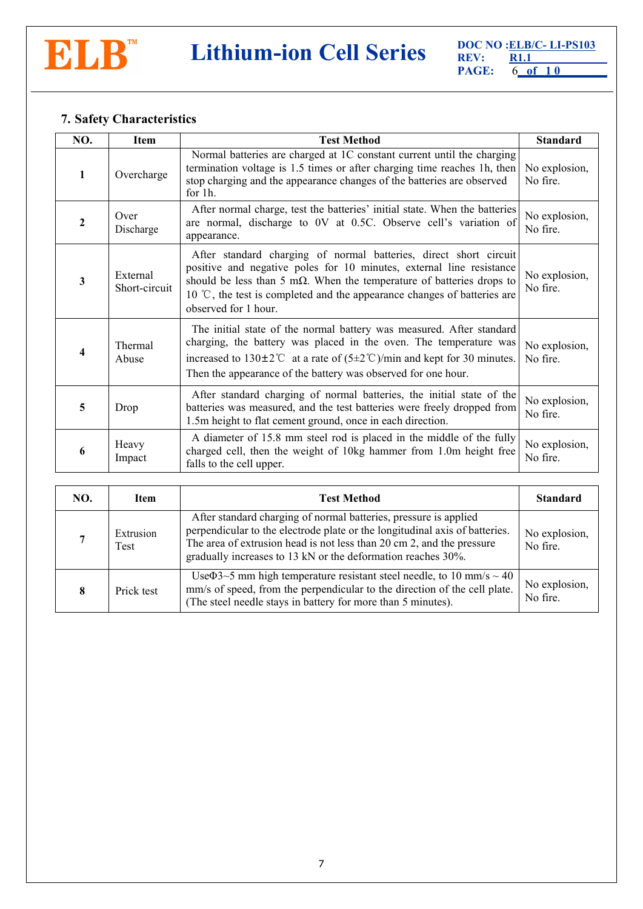## 7. Safety Characteristics

| NO. | Item | Test Method | Standard |
|---|---|---|---|
| 1 | Overcharge | Normal batteries are charged at 1C constant current until the charging termination voltage is 1.5 times or after charging time reaches 1h, then stop charging and the appearance changes of the batteries are observed for 1h. | No explosion, No fire. |
| 2 | Over Discharge | After normal charge, test the batteries' initial state. When the batteries are normal, discharge to 0V at 0.5C. Observe cell's variation of appearance. | No explosion, No fire. |
| 3 | External Short-circuit | After standard charging of normal batteries, direct short circuit positive and negative poles for 10 minutes, external line resistance should be less than 5 mΩ. When the temperature of batteries drops to 10 ℃, the test is completed and the appearance changes of batteries are observed for 1 hour. | No explosion, No fire. |
| 4 | Thermal Abuse | The initial state of the normal battery was measured. After standard charging, the battery was placed in the oven. The temperature was increased to 130±2℃ at a rate of (5±2℃)/min and kept for 30 minutes. Then the appearance of the battery was observed for one hour. | No explosion, No fire. |
| 5 | Drop | After standard charging of normal batteries, the initial state of the batteries was measured, and the test batteries were freely dropped from 1.5m height to flat cement ground, once in each direction. | No explosion, No fire. |
| 6 | Heavy Impact | A diameter of 15.8 mm steel rod is placed in the middle of the fully charged cell, then the weight of 10kg hammer from 1.0m height free falls to the cell upper. | No explosion, No fire. |
| 7 | Extrusion Test | After standard charging of normal batteries, pressure is applied perpendicular to the electrode plate or the longitudinal axis of batteries. The area of extrusion head is not less than 20 cm 2, and the pressure gradually increases to 13 kN or the deformation reaches 30%. | No explosion, No fire. |
| 8 | Prick test | UseΦ3~5 mm high temperature resistant steel needle, to 10 mm/s ~ 40 mm/s of speed, from the perpendicular to the direction of the cell plate. (The steel needle stays in battery for more than 5 minutes). | No explosion, No fire. |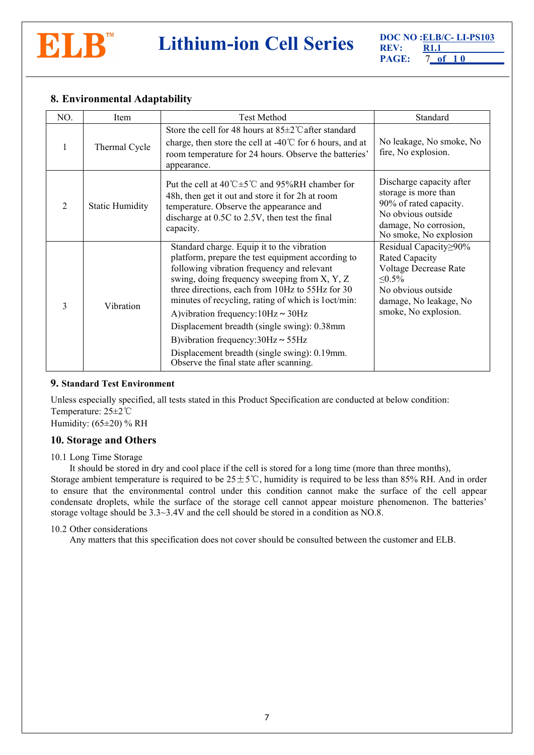## 8. Environmental Adaptability

| NO. | Item | Test Method | Standard |
|---|---|---|---|
| 1 | Thermal Cycle | Store the cell for 48 hours at 85±2℃after standard charge, then store the cell at -40℃ for 6 hours, and at room temperature for 24 hours. Observe the batteries' appearance. | No leakage, No smoke, No fire, No explosion. |
| 2 | Static Humidity | Put the cell at 40℃±5℃ and 95%RH chamber for 48h, then get it out and store it for 2h at room temperature. Observe the appearance and discharge at 0.5C to 2.5V, then test the final capacity. | Discharge capacity after storage is more than 90% of rated capacity. No obvious outside damage, No corrosion, No smoke, No explosion |
| 3 | Vibration | Standard charge. Equip it to the vibration platform, prepare the test equipment according to following vibration frequency and relevant swing, doing frequency sweeping from X, Y, Z three directions, each from 10Hz to 55Hz for 30 minutes of recycling, rating of which is 1oct/min:<br>A)vibration frequency:10Hz ~ 30Hz<br>Displacement breadth (single swing): 0.38mm<br>B)vibration frequency:30Hz ~ 55Hz<br>Displacement breadth (single swing): 0.19mm. Observe the final state after scanning. | Residual Capacity≥90% Rated Capacity<br>Voltage Decrease Rate ≤0.5%<br>No obvious outside damage, No leakage, No smoke, No explosion. |

## 9. Standard Test Environment

Unless especially specified, all tests stated in this Product Specification are conducted at below condition:
Temperature: 25±2℃
Humidity: (65±20) % RH

## 10. Storage and Others

10.1 Long Time Storage

It should be stored in dry and cool place if the cell is stored for a long time (more than three months), Storage ambient temperature is required to be 25±5℃, humidity is required to be less than 85% RH. And in order to ensure that the environmental control under this condition cannot make the surface of the cell appear condensate droplets, while the surface of the storage cell cannot appear moisture phenomenon. The batteries' storage voltage should be 3.3~3.4V and the cell should be stored in a condition as NO.8.

10.2 Other considerations

Any matters that this specification does not cover should be consulted between the customer and ELB.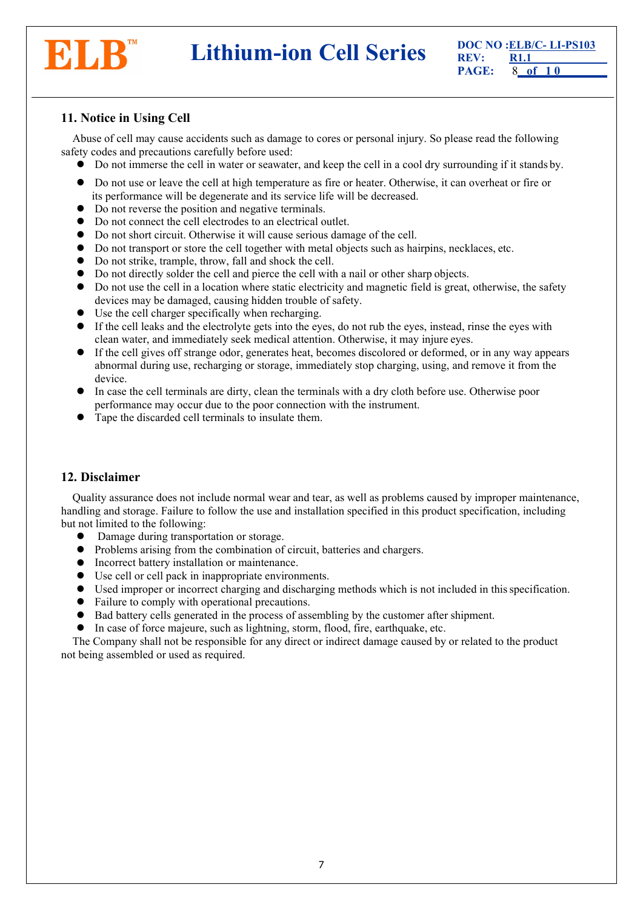## 11. Notice in Using Cell

Abuse of cell may cause accidents such as damage to cores or personal injury. So please read the following safety codes and precautions carefully before used:

- Do not immerse the cell in water or seawater, and keep the cell in a cool dry surrounding if it stands by.
- Do not use or leave the cell at high temperature as fire or heater. Otherwise, it can overheat or fire or its performance will be degenerate and its service life will be decreased.
- Do not reverse the position and negative terminals.
- Do not connect the cell electrodes to an electrical outlet.
- Do not short circuit. Otherwise it will cause serious damage of the cell.
- Do not transport or store the cell together with metal objects such as hairpins, necklaces, etc.
- Do not strike, trample, throw, fall and shock the cell.
- Do not directly solder the cell and pierce the cell with a nail or other sharp objects.
- Do not use the cell in a location where static electricity and magnetic field is great, otherwise, the safety devices may be damaged, causing hidden trouble of safety.
- Use the cell charger specifically when recharging.
- If the cell leaks and the electrolyte gets into the eyes, do not rub the eyes, instead, rinse the eyes with clean water, and immediately seek medical attention. Otherwise, it may injure eyes.
- If the cell gives off strange odor, generates heat, becomes discolored or deformed, or in any way appears abnormal during use, recharging or storage, immediately stop charging, using, and remove it from the device.
- In case the cell terminals are dirty, clean the terminals with a dry cloth before use. Otherwise poor performance may occur due to the poor connection with the instrument.
- Tape the discarded cell terminals to insulate them.

## 12. Disclaimer

Quality assurance does not include normal wear and tear, as well as problems caused by improper maintenance, handling and storage. Failure to follow the use and installation specified in this product specification, including but not limited to the following:

- Damage during transportation or storage.
- Problems arising from the combination of circuit, batteries and chargers.
- Incorrect battery installation or maintenance.
- Use cell or cell pack in inappropriate environments.
- Used improper or incorrect charging and discharging methods which is not included in this specification.
- Failure to comply with operational precautions.
- Bad battery cells generated in the process of assembling by the customer after shipment.
- In case of force majeure, such as lightning, storm, flood, fire, earthquake, etc.

The Company shall not be responsible for any direct or indirect damage caused by or related to the product not being assembled or used as required.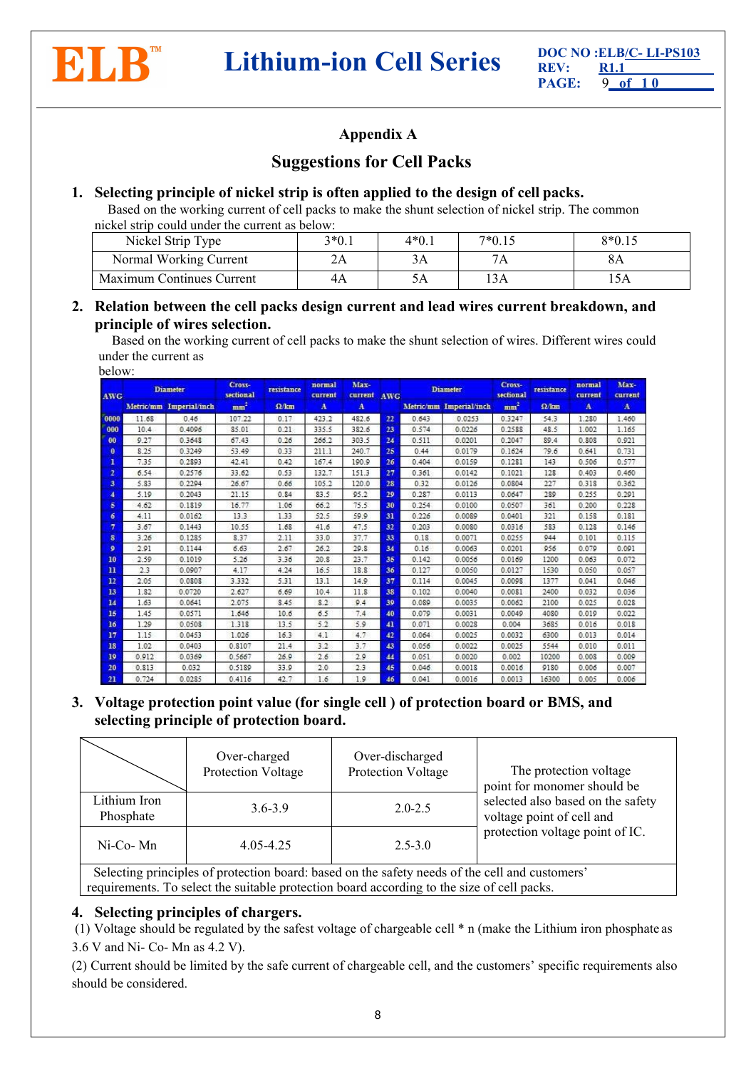## Appendix A

## Suggestions for Cell Packs

1. **Selecting principle of nickel strip is often applied to the design of cell packs.**

Based on the working current of cell packs to make the shunt selection of nickel strip. The common nickel strip could under the current as below:

| Nickel Strip Type | 3*0.1 | 4*0.1 | 7*0.15 | 8*0.15 |
|---|---|---|---|---|
| Normal Working Current | 2A | 3A | 7A | 8A |
| Maximum Continues Current | 4A | 5A | 13A | 15A |

2. **Relation between the cell packs design current and lead wires current breakdown, and principle of wires selection.**

Based on the working current of cell packs to make the shunt selection of wires. Different wires could under the current as below:

| AWG | Diameter | | Cross-sectional | resistance | normal current | Max-current | AWG | Diameter | | Cross-sectional | resistance | normal current | Max-current |
|---|---|---|---|---|---|---|---|---|---|---|---|---|---|
| | Metric/mm | Imperial/inch | mm² | Ω/km | A | A | | Metric/mm | Imperial/inch | mm² | Ω/km | A | A |
| 0000 | 11.68 | 0.46 | 107.22 | 0.17 | 423.2 | 482.6 | 22 | 0.643 | 0.0253 | 0.3247 | 54.3 | 1.280 | 1.460 |
| 000 | 10.4 | 0.4096 | 85.01 | 0.21 | 335.5 | 382.6 | 23 | 0.574 | 0.0226 | 0.2588 | 48.5 | 1.002 | 1.165 |
| 00 | 9.27 | 0.3648 | 67.43 | 0.26 | 266.2 | 303.5 | 24 | 0.511 | 0.0201 | 0.2047 | 89.4 | 0.808 | 0.921 |
| 0 | 8.25 | 0.3249 | 53.49 | 0.33 | 211.1 | 240.7 | 25 | 0.44 | 0.0179 | 0.1624 | 79.6 | 0.641 | 0.731 |
| 1 | 7.35 | 0.2893 | 42.41 | 0.42 | 167.4 | 190.9 | 26 | 0.404 | 0.0159 | 0.1281 | 143 | 0.506 | 0.577 |
| 2 | 6.54 | 0.2576 | 33.62 | 0.53 | 132.7 | 151.3 | 27 | 0.361 | 0.0142 | 0.1021 | 128 | 0.403 | 0.460 |
| 3 | 5.83 | 0.2294 | 26.67 | 0.66 | 105.2 | 120.0 | 28 | 0.32 | 0.0126 | 0.0804 | 227 | 0.318 | 0.362 |
| 4 | 5.19 | 0.2043 | 21.15 | 0.84 | 83.5 | 95.2 | 29 | 0.287 | 0.0113 | 0.0647 | 289 | 0.255 | 0.291 |
| 5 | 4.62 | 0.1819 | 16.77 | 1.06 | 66.2 | 75.5 | 30 | 0.254 | 0.0100 | 0.0507 | 361 | 0.200 | 0.228 |
| 6 | 4.11 | 0.0162 | 13.3 | 1.33 | 52.5 | 59.9 | 31 | 0.226 | 0.0089 | 0.0401 | 321 | 0.158 | 0.181 |
| 7 | 3.67 | 0.1443 | 10.55 | 1.68 | 41.6 | 47.5 | 32 | 0.203 | 0.0080 | 0.0316 | 583 | 0.128 | 0.146 |
| 8 | 3.26 | 0.1285 | 8.37 | 2.11 | 33.0 | 37.7 | 33 | 0.18 | 0.0071 | 0.0255 | 944 | 0.101 | 0.115 |
| 9 | 2.91 | 0.1144 | 6.63 | 2.67 | 26.2 | 29.8 | 34 | 0.16 | 0.0063 | 0.0201 | 956 | 0.079 | 0.091 |
| 10 | 2.59 | 0.1019 | 5.26 | 3.36 | 20.8 | 23.7 | 35 | 0.142 | 0.0056 | 0.0169 | 1200 | 0.063 | 0.072 |
| 11 | 2.3 | 0.0907 | 4.17 | 4.24 | 16.5 | 18.8 | 36 | 0.127 | 0.0050 | 0.0127 | 1530 | 0.050 | 0.057 |
| 12 | 2.05 | 0.0808 | 3.332 | 5.31 | 13.1 | 14.9 | 37 | 0.114 | 0.0045 | 0.0098 | 1377 | 0.041 | 0.046 |
| 13 | 1.82 | 0.0720 | 2.627 | 6.69 | 10.4 | 11.8 | 38 | 0.102 | 0.0040 | 0.0081 | 2400 | 0.032 | 0.036 |
| 14 | 1.63 | 0.0641 | 2.075 | 8.45 | 8.2 | 9.4 | 39 | 0.089 | 0.0035 | 0.0062 | 2100 | 0.025 | 0.028 |
| 15 | 1.45 | 0.0571 | 1.646 | 10.6 | 6.5 | 7.4 | 40 | 0.079 | 0.0031 | 0.0049 | 4080 | 0.019 | 0.022 |
| 16 | 1.29 | 0.0508 | 1.318 | 13.5 | 5.2 | 5.9 | 41 | 0.071 | 0.0028 | 0.004 | 3685 | 0.016 | 0.018 |
| 17 | 1.15 | 0.0453 | 1.026 | 16.3 | 4.1 | 4.7 | 42 | 0.064 | 0.0025 | 0.0032 | 6300 | 0.013 | 0.014 |
| 18 | 1.02 | 0.0403 | 0.8107 | 21.4 | 3.2 | 3.7 | 43 | 0.056 | 0.0022 | 0.0025 | 5544 | 0.010 | 0.011 |
| 19 | 0.912 | 0.0369 | 0.5667 | 26.9 | 2.6 | 2.9 | 44 | 0.051 | 0.0020 | 0.002 | 10200 | 0.008 | 0.009 |
| 20 | 0.813 | 0.032 | 0.5189 | 33.9 | 2.0 | 2.3 | 45 | 0.046 | 0.0018 | 0.0016 | 9180 | 0.006 | 0.007 |
| 21 | 0.724 | 0.0285 | 0.4116 | 42.7 | 1.6 | 1.9 | 46 | 0.041 | 0.0016 | 0.0013 | 16300 | 0.005 | 0.006 |

3. **Voltage protection point value (for single cell ) of protection board or BMS, and selecting principle of protection board.**

| | Over-charged Protection Voltage | Over-discharged Protection Voltage | The protection voltage point for monomer should be selected also based on the safety voltage point of cell and protection voltage point of IC. |
|---|---|---|---|
| Lithium Iron Phosphate | 3.6-3.9 | 2.0-2.5 | |
| Ni-Co- Mn | 4.05-4.25 | 2.5-3.0 | |
| Selecting principles of protection board: based on the safety needs of the cell and customers' requirements. To select the suitable protection board according to the size of cell packs. | | | |

4. **Selecting principles of chargers.**

(1) Voltage should be regulated by the safest voltage of chargeable cell * n (make the Lithium iron phosphate as 3.6 V and Ni- Co- Mn as 4.2 V).

(2) Current should be limited by the safe current of chargeable cell, and the customers' specific requirements also should be considered.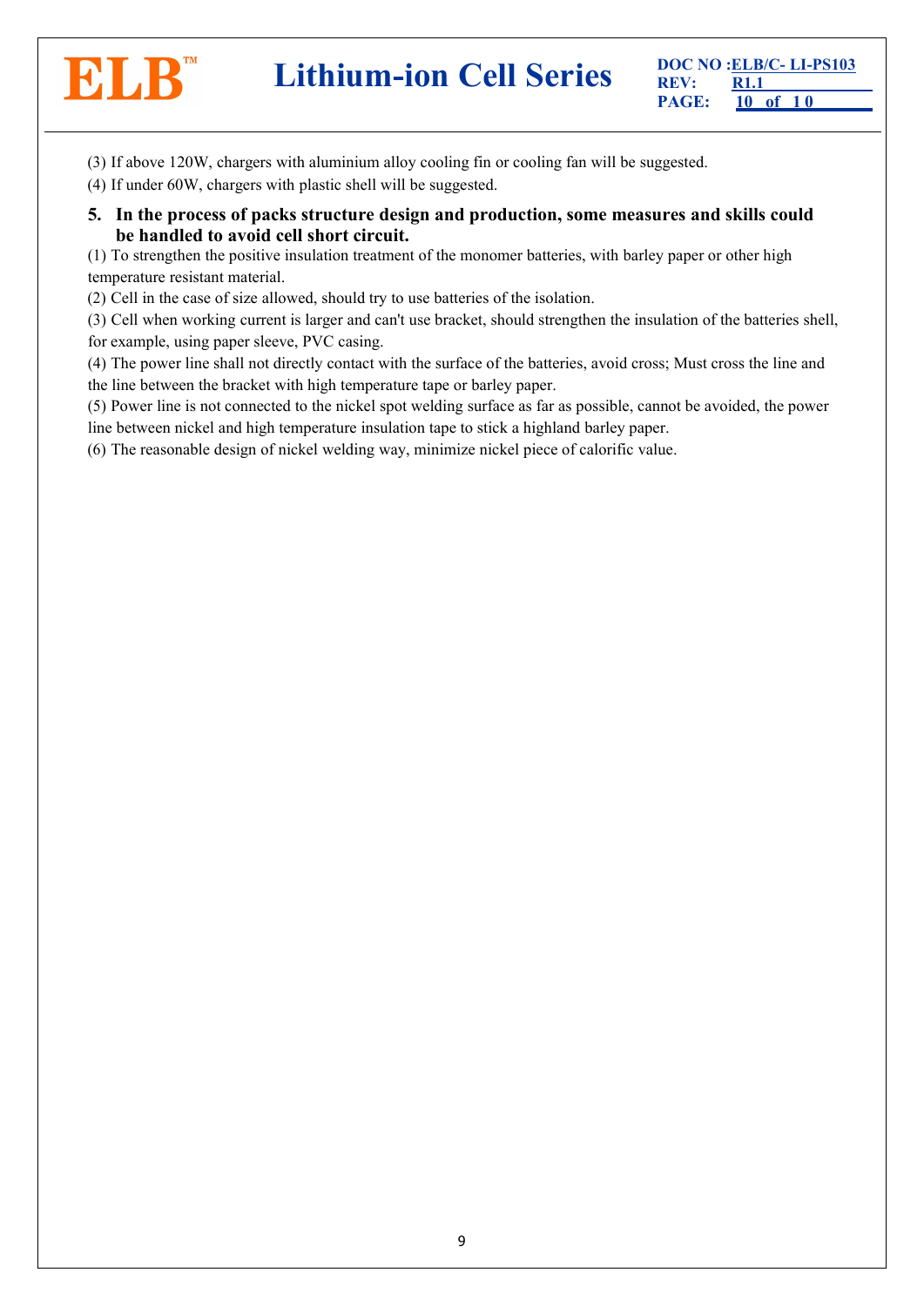(3) If above 120W, chargers with aluminium alloy cooling fin or cooling fan will be suggested.

(4) If under 60W, chargers with plastic shell will be suggested.

## 5. In the process of packs structure design and production, some measures and skills could be handled to avoid cell short circuit.

(1) To strengthen the positive insulation treatment of the monomer batteries, with barley paper or other high temperature resistant material.

(2) Cell in the case of size allowed, should try to use batteries of the isolation.

(3) Cell when working current is larger and can't use bracket, should strengthen the insulation of the batteries shell, for example, using paper sleeve, PVC casing.

(4) The power line shall not directly contact with the surface of the batteries, avoid cross; Must cross the line and the line between the bracket with high temperature tape or barley paper.

(5) Power line is not connected to the nickel spot welding surface as far as possible, cannot be avoided, the power line between nickel and high temperature insulation tape to stick a highland barley paper.

(6) The reasonable design of nickel welding way, minimize nickel piece of calorific value.